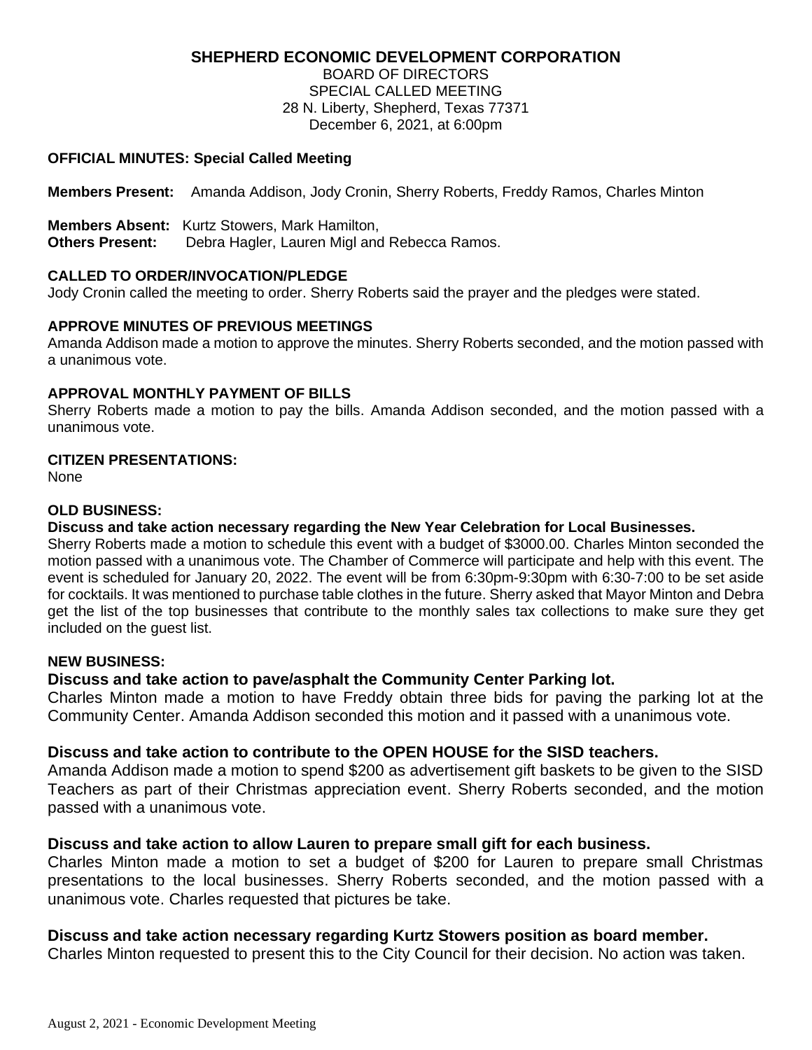**SHEPHERD ECONOMIC DEVELOPMENT CORPORATION**

BOARD OF DIRECTORS
SPECIAL CALLED MEETING
28 N. Liberty, Shepherd, Texas 77371
December 6, 2021, at 6:00pm

**OFFICIAL MINUTES: Special Called Meeting**

**Members Present:** Amanda Addison, Jody Cronin, Sherry Roberts, Freddy Ramos, Charles Minton

**Members Absent:** Kurtz Stowers, Mark Hamilton,
**Others Present:** Debra Hagler, Lauren Migl and Rebecca Ramos.

**CALLED TO ORDER/INVOCATION/PLEDGE**

Jody Cronin called the meeting to order. Sherry Roberts said the prayer and the pledges were stated.

**APPROVE MINUTES OF PREVIOUS MEETINGS**

Amanda Addison made a motion to approve the minutes. Sherry Roberts seconded, and the motion passed with a unanimous vote.

**APPROVAL MONTHLY PAYMENT OF BILLS**

Sherry Roberts made a motion to pay the bills. Amanda Addison seconded, and the motion passed with a unanimous vote.

**CITIZEN PRESENTATIONS:**

None

**OLD BUSINESS:**

**Discuss and take action necessary regarding the New Year Celebration for Local Businesses.**

Sherry Roberts made a motion to schedule this event with a budget of $3000.00. Charles Minton seconded the motion passed with a unanimous vote. The Chamber of Commerce will participate and help with this event. The event is scheduled for January 20, 2022. The event will be from 6:30pm-9:30pm with 6:30-7:00 to be set aside for cocktails. It was mentioned to purchase table clothes in the future. Sherry asked that Mayor Minton and Debra get the list of the top businesses that contribute to the monthly sales tax collections to make sure they get included on the guest list.

**NEW BUSINESS:**

**Discuss and take action to pave/asphalt the Community Center Parking lot.**

Charles Minton made a motion to have Freddy obtain three bids for paving the parking lot at the Community Center. Amanda Addison seconded this motion and it passed with a unanimous vote.

**Discuss and take action to contribute to the OPEN HOUSE for the SISD teachers.**

Amanda Addison made a motion to spend $200 as advertisement gift baskets to be given to the SISD Teachers as part of their Christmas appreciation event. Sherry Roberts seconded, and the motion passed with a unanimous vote.

**Discuss and take action to allow Lauren to prepare small gift for each business.**

Charles Minton made a motion to set a budget of $200 for Lauren to prepare small Christmas presentations to the local businesses. Sherry Roberts seconded, and the motion passed with a unanimous vote. Charles requested that pictures be take.

**Discuss and take action necessary regarding Kurtz Stowers position as board member.**

Charles Minton requested to present this to the City Council for their decision. No action was taken.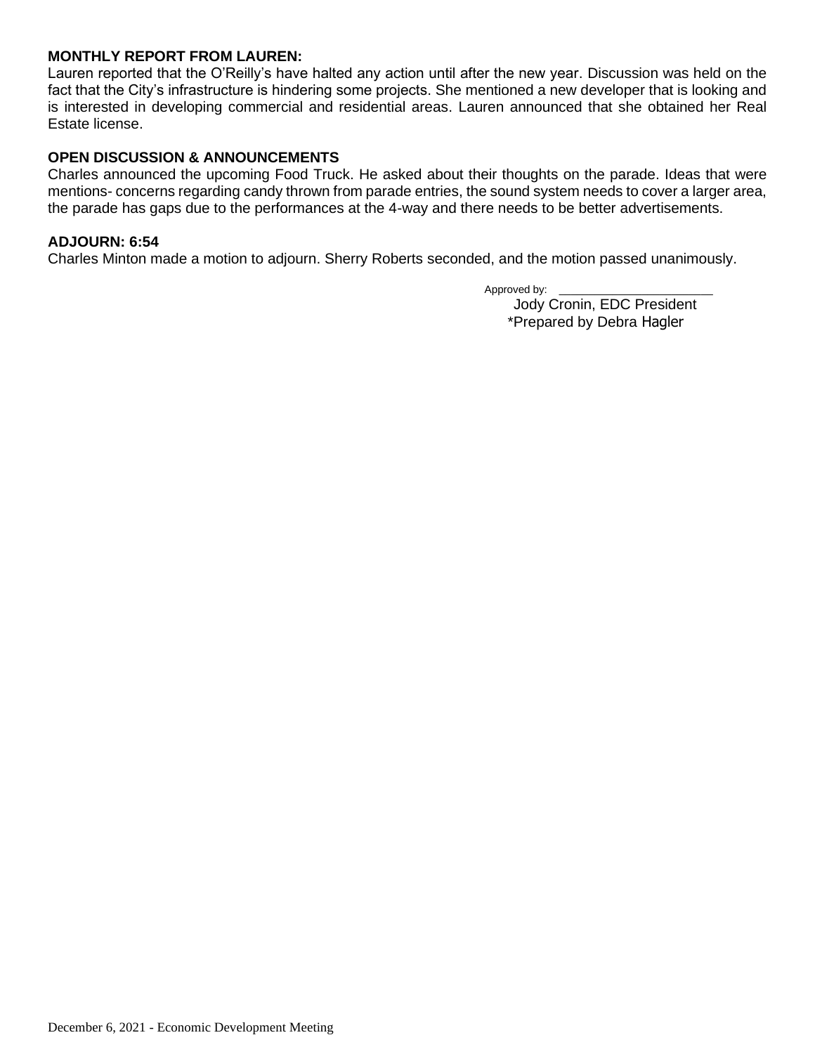**MONTHLY REPORT FROM LAUREN:**

Lauren reported that the O'Reilly's have halted any action until after the new year. Discussion was held on the fact that the City's infrastructure is hindering some projects. She mentioned a new developer that is looking and is interested in developing commercial and residential areas. Lauren announced that she obtained her Real Estate license.

**OPEN DISCUSSION & ANNOUNCEMENTS**

Charles announced the upcoming Food Truck. He asked about their thoughts on the parade. Ideas that were mentions- concerns regarding candy thrown from parade entries, the sound system needs to cover a larger area, the parade has gaps due to the performances at the 4-way and there needs to be better advertisements.

**ADJOURN: 6:54**

Charles Minton made a motion to adjourn. Sherry Roberts seconded, and the motion passed unanimously.

Approved by: ______________________

Jody Cronin, EDC President

*Prepared by Debra Hagler